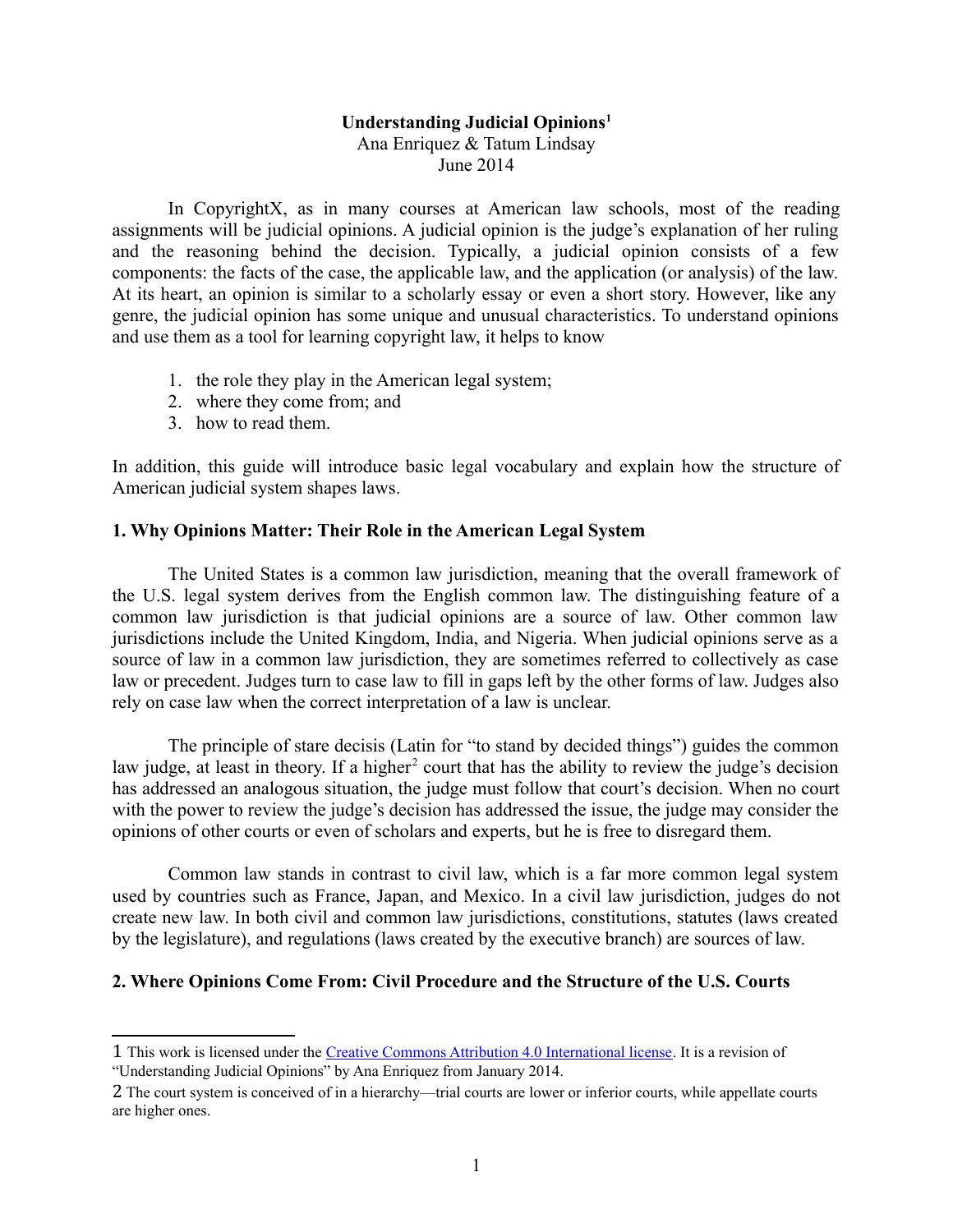**Understanding Judicial Opinions**[1]

Ana Enriquez & Tatum Lindsay

June 2014

In CopyrightX, as in many courses at American law schools, most of the reading assignments will be judicial opinions. A judicial opinion is the judge's explanation of her ruling and the reasoning behind the decision. Typically, a judicial opinion consists of a few components: the facts of the case, the applicable law, and the application (or analysis) of the law. At its heart, an opinion is similar to a scholarly essay or even a short story. However, like any genre, the judicial opinion has some unique and unusual characteristics. To understand opinions and use them as a tool for learning copyright law, it helps to know

1. the role they play in the American legal system;
2. where they come from; and
3. how to read them.

In addition, this guide will introduce basic legal vocabulary and explain how the structure of American judicial system shapes laws.

## 1. Why Opinions Matter: Their Role in the American Legal System

The United States is a common law jurisdiction, meaning that the overall framework of the U.S. legal system derives from the English common law. The distinguishing feature of a common law jurisdiction is that judicial opinions are a source of law. Other common law jurisdictions include the United Kingdom, India, and Nigeria. When judicial opinions serve as a source of law in a common law jurisdiction, they are sometimes referred to collectively as case law or precedent. Judges turn to case law to fill in gaps left by the other forms of law. Judges also rely on case law when the correct interpretation of a law is unclear.

The principle of stare decisis (Latin for "to stand by decided things") guides the common law judge, at least in theory. If a higher[2] court that has the ability to review the judge's decision has addressed an analogous situation, the judge must follow that court's decision. When no court with the power to review the judge's decision has addressed the issue, the judge may consider the opinions of other courts or even of scholars and experts, but he is free to disregard them.

Common law stands in contrast to civil law, which is a far more common legal system used by countries such as France, Japan, and Mexico. In a civil law jurisdiction, judges do not create new law. In both civil and common law jurisdictions, constitutions, statutes (laws created by the legislature), and regulations (laws created by the executive branch) are sources of law.

## 2. Where Opinions Come From: Civil Procedure and the Structure of the U.S. Courts

---

[1] This work is licensed under the Creative Commons Attribution 4.0 International license. It is a revision of "Understanding Judicial Opinions" by Ana Enriquez from January 2014.

[2] The court system is conceived of in a hierarchy—trial courts are lower or inferior courts, while appellate courts are higher ones.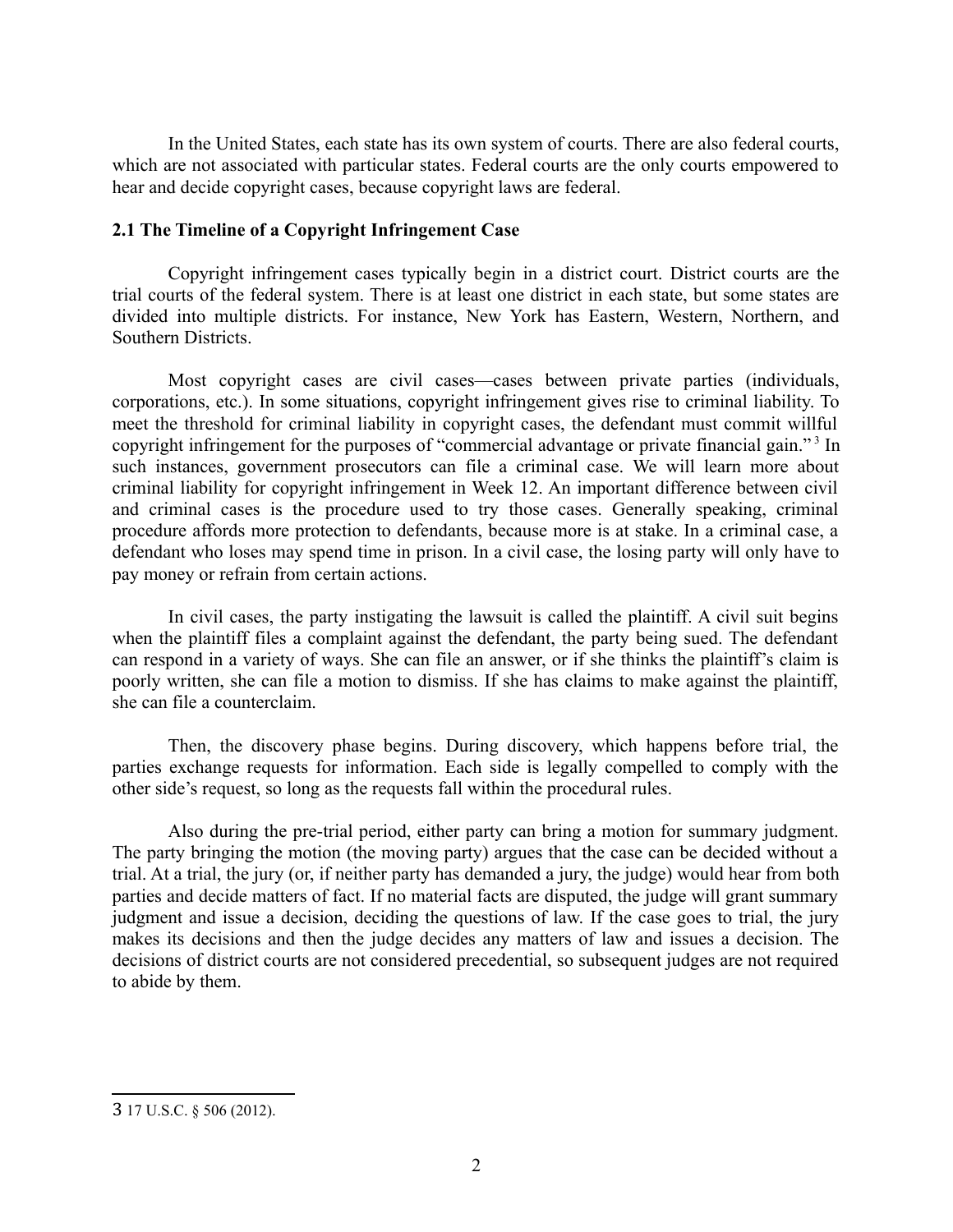In the United States, each state has its own system of courts. There are also federal courts, which are not associated with particular states. Federal courts are the only courts empowered to hear and decide copyright cases, because copyright laws are federal.

### 2.1 The Timeline of a Copyright Infringement Case

Copyright infringement cases typically begin in a district court. District courts are the trial courts of the federal system. There is at least one district in each state, but some states are divided into multiple districts. For instance, New York has Eastern, Western, Northern, and Southern Districts.

Most copyright cases are civil cases—cases between private parties (individuals, corporations, etc.). In some situations, copyright infringement gives rise to criminal liability. To meet the threshold for criminal liability in copyright cases, the defendant must commit willful copyright infringement for the purposes of "commercial advantage or private financial gain."[3] In such instances, government prosecutors can file a criminal case. We will learn more about criminal liability for copyright infringement in Week 12. An important difference between civil and criminal cases is the procedure used to try those cases. Generally speaking, criminal procedure affords more protection to defendants, because more is at stake. In a criminal case, a defendant who loses may spend time in prison. In a civil case, the losing party will only have to pay money or refrain from certain actions.

In civil cases, the party instigating the lawsuit is called the plaintiff. A civil suit begins when the plaintiff files a complaint against the defendant, the party being sued. The defendant can respond in a variety of ways. She can file an answer, or if she thinks the plaintiff's claim is poorly written, she can file a motion to dismiss. If she has claims to make against the plaintiff, she can file a counterclaim.

Then, the discovery phase begins. During discovery, which happens before trial, the parties exchange requests for information. Each side is legally compelled to comply with the other side's request, so long as the requests fall within the procedural rules.

Also during the pre-trial period, either party can bring a motion for summary judgment. The party bringing the motion (the moving party) argues that the case can be decided without a trial. At a trial, the jury (or, if neither party has demanded a jury, the judge) would hear from both parties and decide matters of fact. If no material facts are disputed, the judge will grant summary judgment and issue a decision, deciding the questions of law. If the case goes to trial, the jury makes its decisions and then the judge decides any matters of law and issues a decision. The decisions of district courts are not considered precedential, so subsequent judges are not required to abide by them.

---

3 17 U.S.C. § 506 (2012).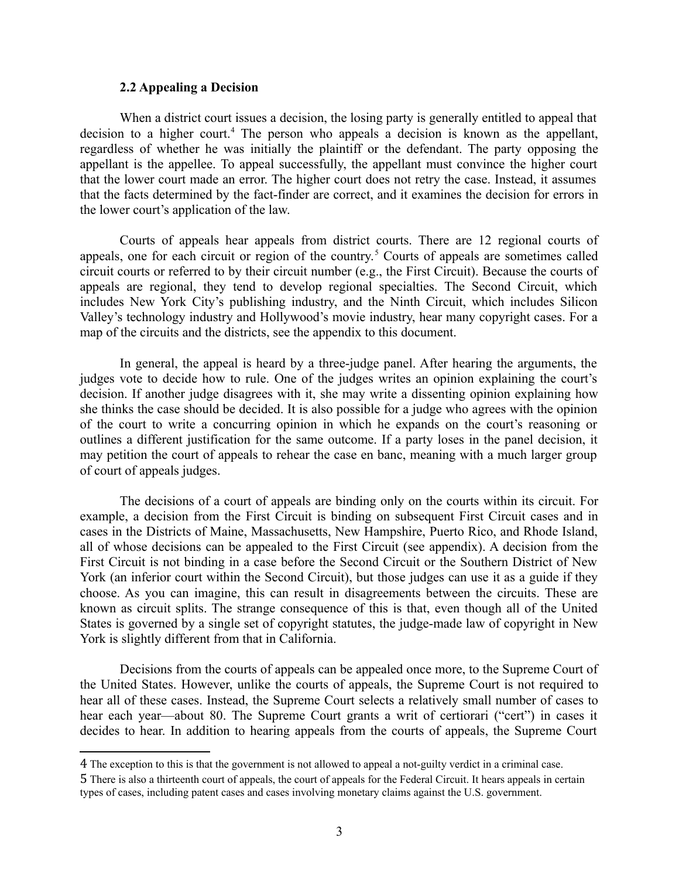### 2.2 Appealing a Decision

When a district court issues a decision, the losing party is generally entitled to appeal that decision to a higher court.[4] The person who appeals a decision is known as the appellant, regardless of whether he was initially the plaintiff or the defendant. The party opposing the appellant is the appellee. To appeal successfully, the appellant must convince the higher court that the lower court made an error. The higher court does not retry the case. Instead, it assumes that the facts determined by the fact-finder are correct, and it examines the decision for errors in the lower court's application of the law.

Courts of appeals hear appeals from district courts. There are 12 regional courts of appeals, one for each circuit or region of the country.[5] Courts of appeals are sometimes called circuit courts or referred to by their circuit number (e.g., the First Circuit). Because the courts of appeals are regional, they tend to develop regional specialties. The Second Circuit, which includes New York City's publishing industry, and the Ninth Circuit, which includes Silicon Valley's technology industry and Hollywood's movie industry, hear many copyright cases. For a map of the circuits and the districts, see the appendix to this document.

In general, the appeal is heard by a three-judge panel. After hearing the arguments, the judges vote to decide how to rule. One of the judges writes an opinion explaining the court's decision. If another judge disagrees with it, she may write a dissenting opinion explaining how she thinks the case should be decided. It is also possible for a judge who agrees with the opinion of the court to write a concurring opinion in which he expands on the court's reasoning or outlines a different justification for the same outcome. If a party loses in the panel decision, it may petition the court of appeals to rehear the case en banc, meaning with a much larger group of court of appeals judges.

The decisions of a court of appeals are binding only on the courts within its circuit. For example, a decision from the First Circuit is binding on subsequent First Circuit cases and in cases in the Districts of Maine, Massachusetts, New Hampshire, Puerto Rico, and Rhode Island, all of whose decisions can be appealed to the First Circuit (see appendix). A decision from the First Circuit is not binding in a case before the Second Circuit or the Southern District of New York (an inferior court within the Second Circuit), but those judges can use it as a guide if they choose. As you can imagine, this can result in disagreements between the circuits. These are known as circuit splits. The strange consequence of this is that, even though all of the United States is governed by a single set of copyright statutes, the judge-made law of copyright in New York is slightly different from that in California.

Decisions from the courts of appeals can be appealed once more, to the Supreme Court of the United States. However, unlike the courts of appeals, the Supreme Court is not required to hear all of these cases. Instead, the Supreme Court selects a relatively small number of cases to hear each year—about 80. The Supreme Court grants a writ of certiorari ("cert") in cases it decides to hear. In addition to hearing appeals from the courts of appeals, the Supreme Court

---

4 The exception to this is that the government is not allowed to appeal a not-guilty verdict in a criminal case.

5 There is also a thirteenth court of appeals, the court of appeals for the Federal Circuit. It hears appeals in certain types of cases, including patent cases and cases involving monetary claims against the U.S. government.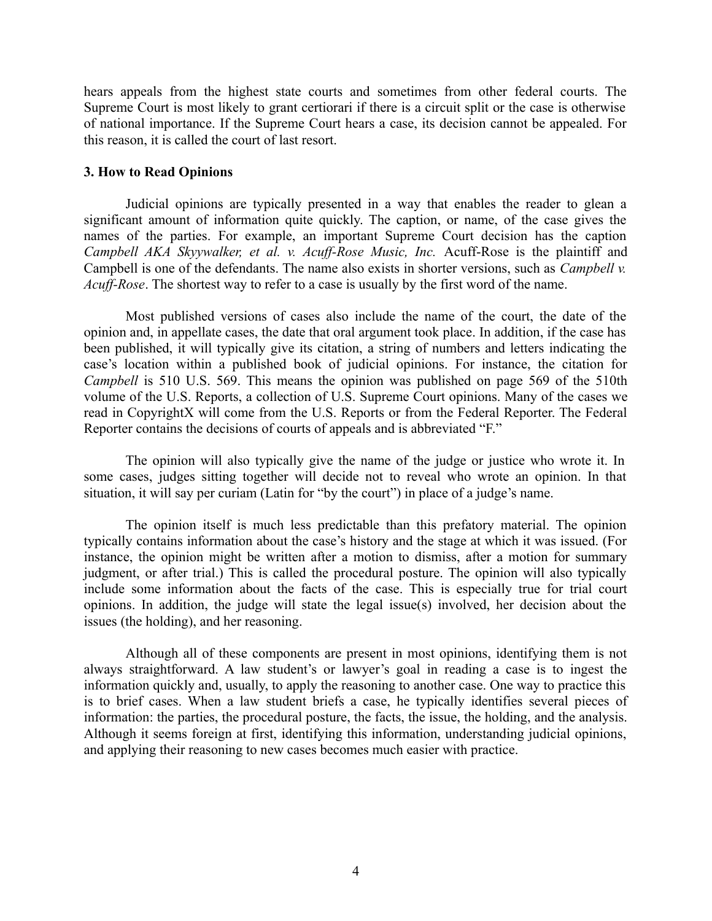hears appeals from the highest state courts and sometimes from other federal courts. The Supreme Court is most likely to grant certiorari if there is a circuit split or the case is otherwise of national importance. If the Supreme Court hears a case, its decision cannot be appealed. For this reason, it is called the court of last resort.

**3. How to Read Opinions**

Judicial opinions are typically presented in a way that enables the reader to glean a significant amount of information quite quickly. The caption, or name, of the case gives the names of the parties. For example, an important Supreme Court decision has the caption *Campbell AKA Skyywalker, et al. v. Acuff-Rose Music, Inc.* Acuff-Rose is the plaintiff and Campbell is one of the defendants. The name also exists in shorter versions, such as *Campbell v. Acuff-Rose*. The shortest way to refer to a case is usually by the first word of the name.

Most published versions of cases also include the name of the court, the date of the opinion and, in appellate cases, the date that oral argument took place. In addition, if the case has been published, it will typically give its citation, a string of numbers and letters indicating the case's location within a published book of judicial opinions. For instance, the citation for *Campbell* is 510 U.S. 569. This means the opinion was published on page 569 of the 510th volume of the U.S. Reports, a collection of U.S. Supreme Court opinions. Many of the cases we read in CopyrightX will come from the U.S. Reports or from the Federal Reporter. The Federal Reporter contains the decisions of courts of appeals and is abbreviated "F."

The opinion will also typically give the name of the judge or justice who wrote it. In some cases, judges sitting together will decide not to reveal who wrote an opinion. In that situation, it will say per curiam (Latin for "by the court") in place of a judge's name.

The opinion itself is much less predictable than this prefatory material. The opinion typically contains information about the case's history and the stage at which it was issued. (For instance, the opinion might be written after a motion to dismiss, after a motion for summary judgment, or after trial.) This is called the procedural posture. The opinion will also typically include some information about the facts of the case. This is especially true for trial court opinions. In addition, the judge will state the legal issue(s) involved, her decision about the issues (the holding), and her reasoning.

Although all of these components are present in most opinions, identifying them is not always straightforward. A law student's or lawyer's goal in reading a case is to ingest the information quickly and, usually, to apply the reasoning to another case. One way to practice this is to brief cases. When a law student briefs a case, he typically identifies several pieces of information: the parties, the procedural posture, the facts, the issue, the holding, and the analysis. Although it seems foreign at first, identifying this information, understanding judicial opinions, and applying their reasoning to new cases becomes much easier with practice.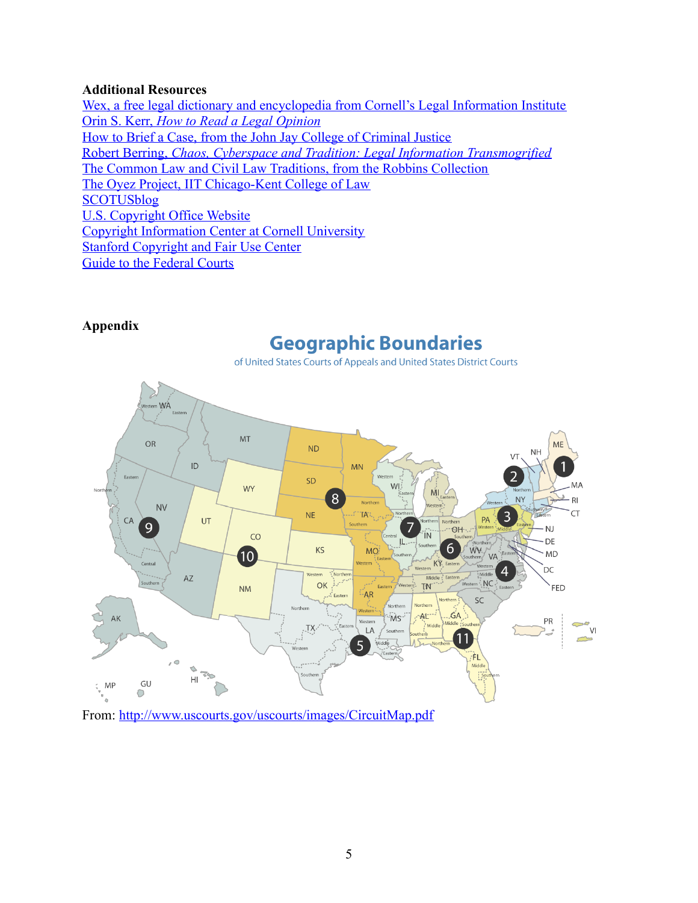**Additional Resources**

Wex, a free legal dictionary and encyclopedia from Cornell's Legal Information Institute
Orin S. Kerr, *How to Read a Legal Opinion*
How to Brief a Case, from the John Jay College of Criminal Justice
Robert Berring, *Chaos, Cyberspace and Tradition: Legal Information Transmogrified*
The Common Law and Civil Law Traditions, from the Robbins Collection
The Oyez Project, IIT Chicago-Kent College of Law
SCOTUSblog
U.S. Copyright Office Website
Copyright Information Center at Cornell University
Stanford Copyright and Fair Use Center
Guide to the Federal Courts

**Appendix**

Geographic Boundaries

of United States Courts of Appeals and United States District Courts

From: http://www.uscourts.gov/uscourts/images/CircuitMap.pdf